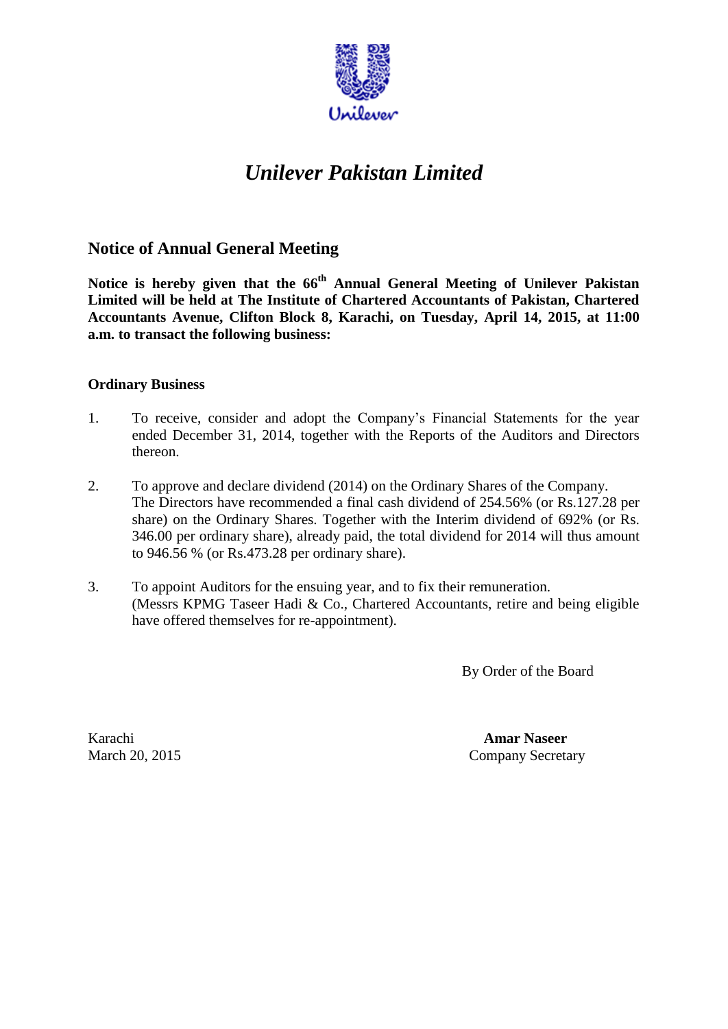# *Unilever Pakistan Limited*

## Notice of Annual General Meeting

**Notice is hereby given that the 66th Annual General Meeting of Unilever Pakistan Limited will be held at The Institute of Chartered Accountants of Pakistan, Chartered Accountants Avenue, Clifton Block 8, Karachi, on Tuesday, April 14, 2015, at 11:00 a.m. to transact the following business:**

### Ordinary Business

1. To receive, consider and adopt the Company's Financial Statements for the year ended December 31, 2014, together with the Reports of the Auditors and Directors thereon.

2. To approve and declare dividend (2014) on the Ordinary Shares of the Company. The Directors have recommended a final cash dividend of 254.56% (or Rs.127.28 per share) on the Ordinary Shares. Together with the Interim dividend of 692% (or Rs. 346.00 per ordinary share), already paid, the total dividend for 2014 will thus amount to 946.56 % (or Rs.473.28 per ordinary share).

3. To appoint Auditors for the ensuing year, and to fix their remuneration. (Messrs KPMG Taseer Hadi & Co., Chartered Accountants, retire and being eligible have offered themselves for re-appointment).

By Order of the Board

Karachi
March 20, 2015

**Amar Naseer**
Company Secretary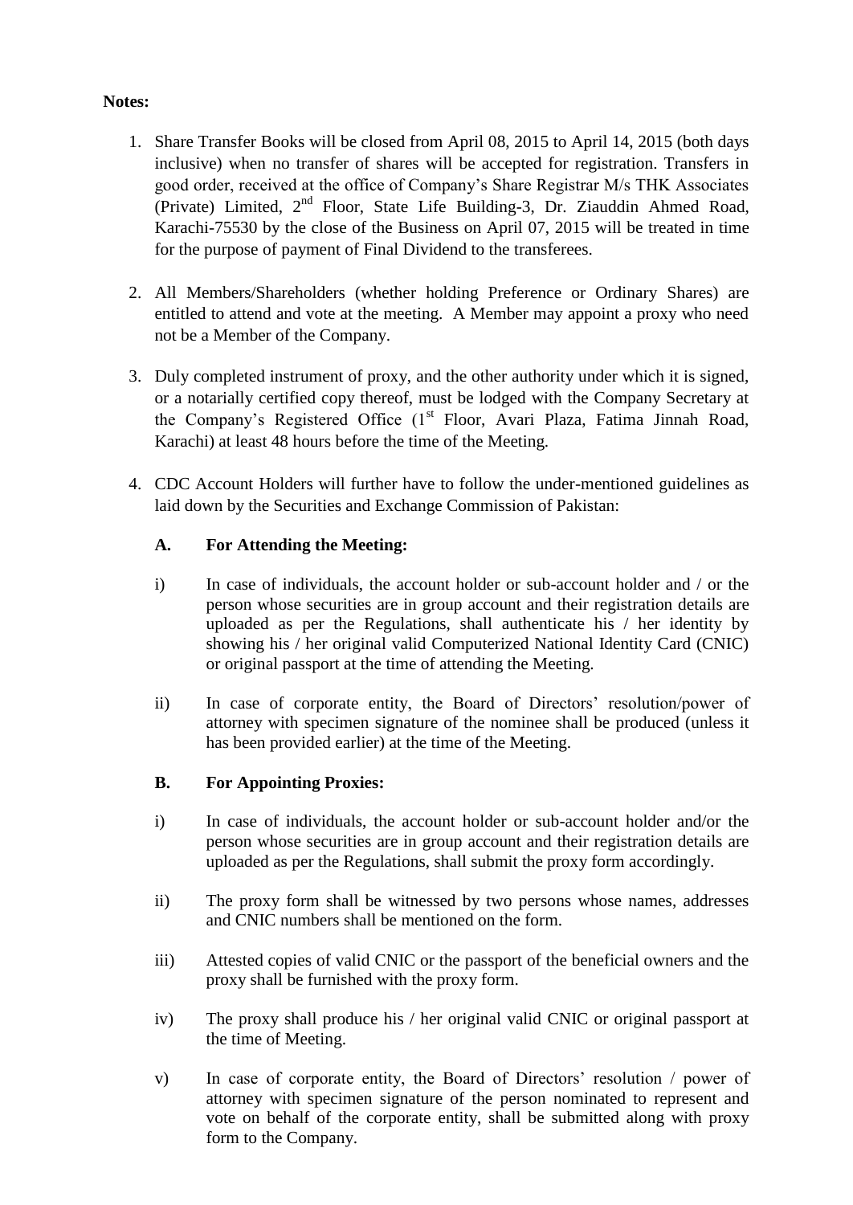**Notes:**

1. Share Transfer Books will be closed from April 08, 2015 to April 14, 2015 (both days inclusive) when no transfer of shares will be accepted for registration. Transfers in good order, received at the office of Company's Share Registrar M/s THK Associates (Private) Limited, 2nd Floor, State Life Building-3, Dr. Ziauddin Ahmed Road, Karachi-75530 by the close of the Business on April 07, 2015 will be treated in time for the purpose of payment of Final Dividend to the transferees.

2. All Members/Shareholders (whether holding Preference or Ordinary Shares) are entitled to attend and vote at the meeting. A Member may appoint a proxy who need not be a Member of the Company.

3. Duly completed instrument of proxy, and the other authority under which it is signed, or a notarially certified copy thereof, must be lodged with the Company Secretary at the Company's Registered Office (1st Floor, Avari Plaza, Fatima Jinnah Road, Karachi) at least 48 hours before the time of the Meeting.

4. CDC Account Holders will further have to follow the under-mentioned guidelines as laid down by the Securities and Exchange Commission of Pakistan:

   **A. For Attending the Meeting:**

   i) In case of individuals, the account holder or sub-account holder and / or the person whose securities are in group account and their registration details are uploaded as per the Regulations, shall authenticate his / her identity by showing his / her original valid Computerized National Identity Card (CNIC) or original passport at the time of attending the Meeting.

   ii) In case of corporate entity, the Board of Directors' resolution/power of attorney with specimen signature of the nominee shall be produced (unless it has been provided earlier) at the time of the Meeting.

   **B. For Appointing Proxies:**

   i) In case of individuals, the account holder or sub-account holder and/or the person whose securities are in group account and their registration details are uploaded as per the Regulations, shall submit the proxy form accordingly.

   ii) The proxy form shall be witnessed by two persons whose names, addresses and CNIC numbers shall be mentioned on the form.

   iii) Attested copies of valid CNIC or the passport of the beneficial owners and the proxy shall be furnished with the proxy form.

   iv) The proxy shall produce his / her original valid CNIC or original passport at the time of Meeting.

   v) In case of corporate entity, the Board of Directors' resolution / power of attorney with specimen signature of the person nominated to represent and vote on behalf of the corporate entity, shall be submitted along with proxy form to the Company.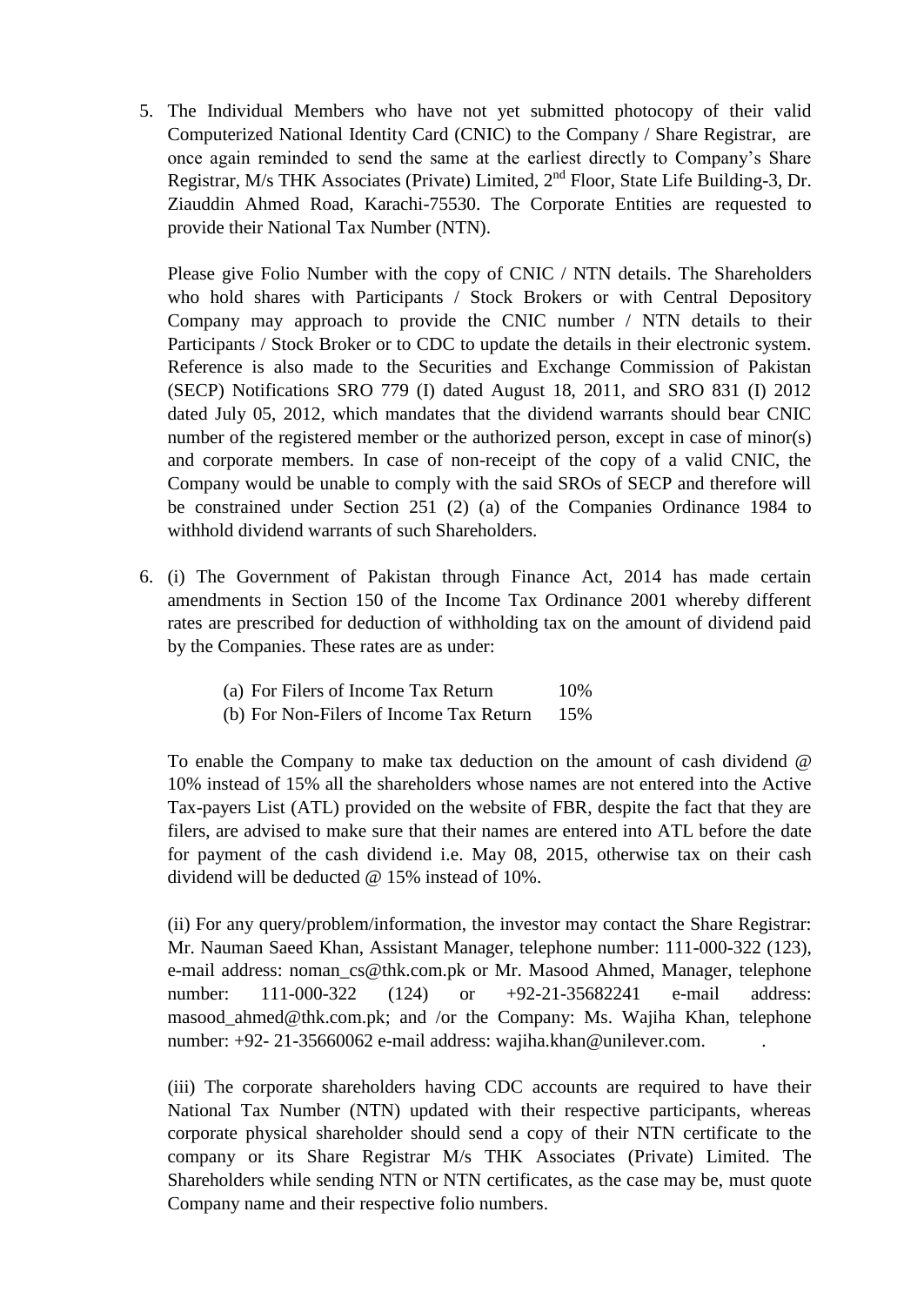5. The Individual Members who have not yet submitted photocopy of their valid Computerized National Identity Card (CNIC) to the Company / Share Registrar, are once again reminded to send the same at the earliest directly to Company's Share Registrar, M/s THK Associates (Private) Limited, 2nd Floor, State Life Building-3, Dr. Ziauddin Ahmed Road, Karachi-75530. The Corporate Entities are requested to provide their National Tax Number (NTN).

   Please give Folio Number with the copy of CNIC / NTN details. The Shareholders who hold shares with Participants / Stock Brokers or with Central Depository Company may approach to provide the CNIC number / NTN details to their Participants / Stock Broker or to CDC to update the details in their electronic system. Reference is also made to the Securities and Exchange Commission of Pakistan (SECP) Notifications SRO 779 (I) dated August 18, 2011, and SRO 831 (I) 2012 dated July 05, 2012, which mandates that the dividend warrants should bear CNIC number of the registered member or the authorized person, except in case of minor(s) and corporate members. In case of non-receipt of the copy of a valid CNIC, the Company would be unable to comply with the said SROs of SECP and therefore will be constrained under Section 251 (2) (a) of the Companies Ordinance 1984 to withhold dividend warrants of such Shareholders.

6. (i) The Government of Pakistan through Finance Act, 2014 has made certain amendments in Section 150 of the Income Tax Ordinance 2001 whereby different rates are prescribed for deduction of withholding tax on the amount of dividend paid by the Companies. These rates are as under:

   (a) For Filers of Income Tax Return 10%
   (b) For Non-Filers of Income Tax Return 15%

   To enable the Company to make tax deduction on the amount of cash dividend @ 10% instead of 15% all the shareholders whose names are not entered into the Active Tax-payers List (ATL) provided on the website of FBR, despite the fact that they are filers, are advised to make sure that their names are entered into ATL before the date for payment of the cash dividend i.e. May 08, 2015, otherwise tax on their cash dividend will be deducted @ 15% instead of 10%.

   (ii) For any query/problem/information, the investor may contact the Share Registrar: Mr. Nauman Saeed Khan, Assistant Manager, telephone number: 111-000-322 (123), e-mail address: noman_cs@thk.com.pk or Mr. Masood Ahmed, Manager, telephone number: 111-000-322 (124) or +92-21-35682241 e-mail address: masood_ahmed@thk.com.pk; and /or the Company: Ms. Wajiha Khan, telephone number: +92- 21-35660062 e-mail address: wajiha.khan@unilever.com.

   (iii) The corporate shareholders having CDC accounts are required to have their National Tax Number (NTN) updated with their respective participants, whereas corporate physical shareholder should send a copy of their NTN certificate to the company or its Share Registrar M/s THK Associates (Private) Limited. The Shareholders while sending NTN or NTN certificates, as the case may be, must quote Company name and their respective folio numbers.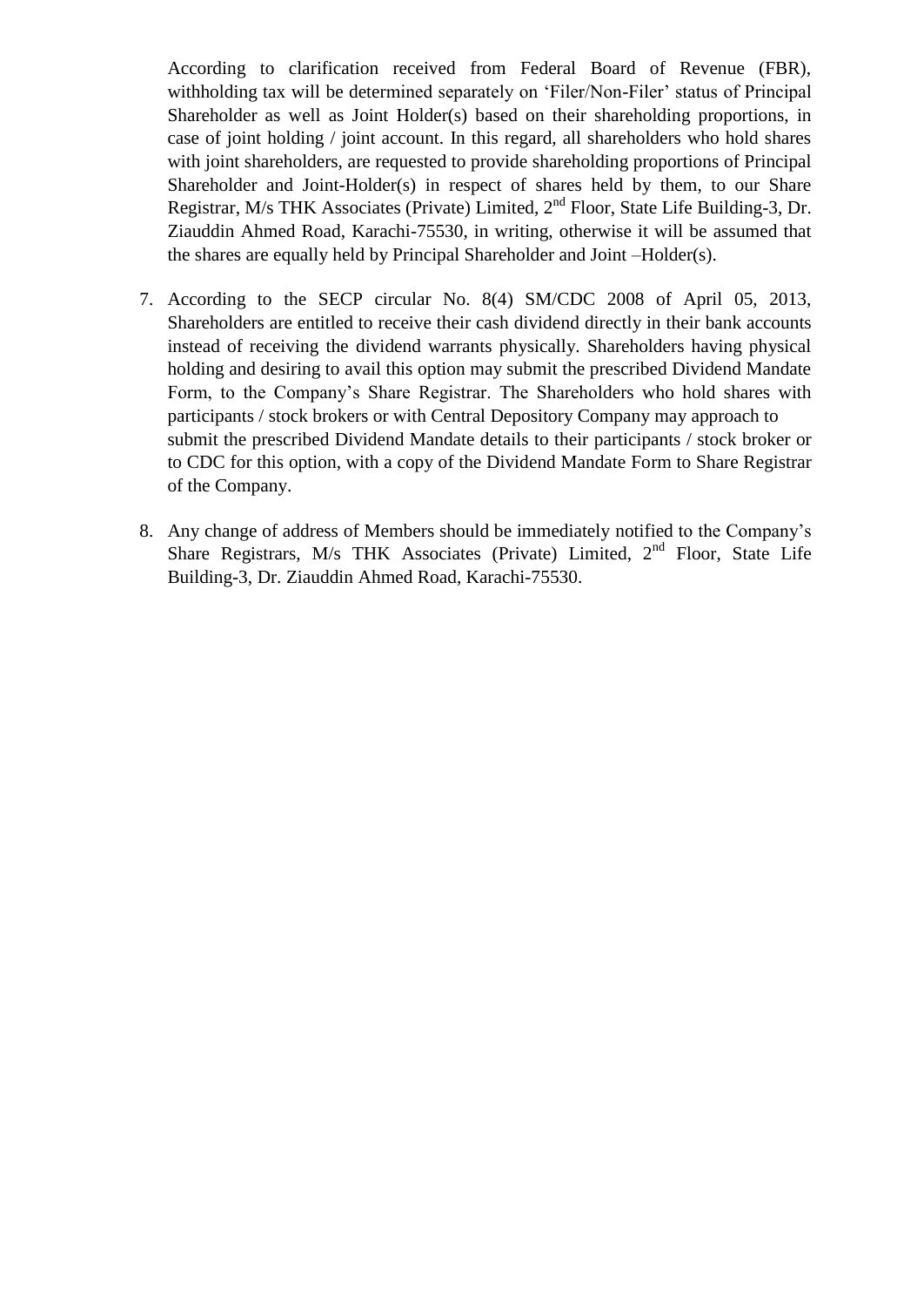According to clarification received from Federal Board of Revenue (FBR), withholding tax will be determined separately on 'Filer/Non-Filer' status of Principal Shareholder as well as Joint Holder(s) based on their shareholding proportions, in case of joint holding / joint account. In this regard, all shareholders who hold shares with joint shareholders, are requested to provide shareholding proportions of Principal Shareholder and Joint-Holder(s) in respect of shares held by them, to our Share Registrar, M/s THK Associates (Private) Limited, 2nd Floor, State Life Building-3, Dr. Ziauddin Ahmed Road, Karachi-75530, in writing, otherwise it will be assumed that the shares are equally held by Principal Shareholder and Joint –Holder(s).

7. According to the SECP circular No. 8(4) SM/CDC 2008 of April 05, 2013, Shareholders are entitled to receive their cash dividend directly in their bank accounts instead of receiving the dividend warrants physically. Shareholders having physical holding and desiring to avail this option may submit the prescribed Dividend Mandate Form, to the Company's Share Registrar. The Shareholders who hold shares with participants / stock brokers or with Central Depository Company may approach to submit the prescribed Dividend Mandate details to their participants / stock broker or to CDC for this option, with a copy of the Dividend Mandate Form to Share Registrar of the Company.

8. Any change of address of Members should be immediately notified to the Company's Share Registrars, M/s THK Associates (Private) Limited, 2nd Floor, State Life Building-3, Dr. Ziauddin Ahmed Road, Karachi-75530.